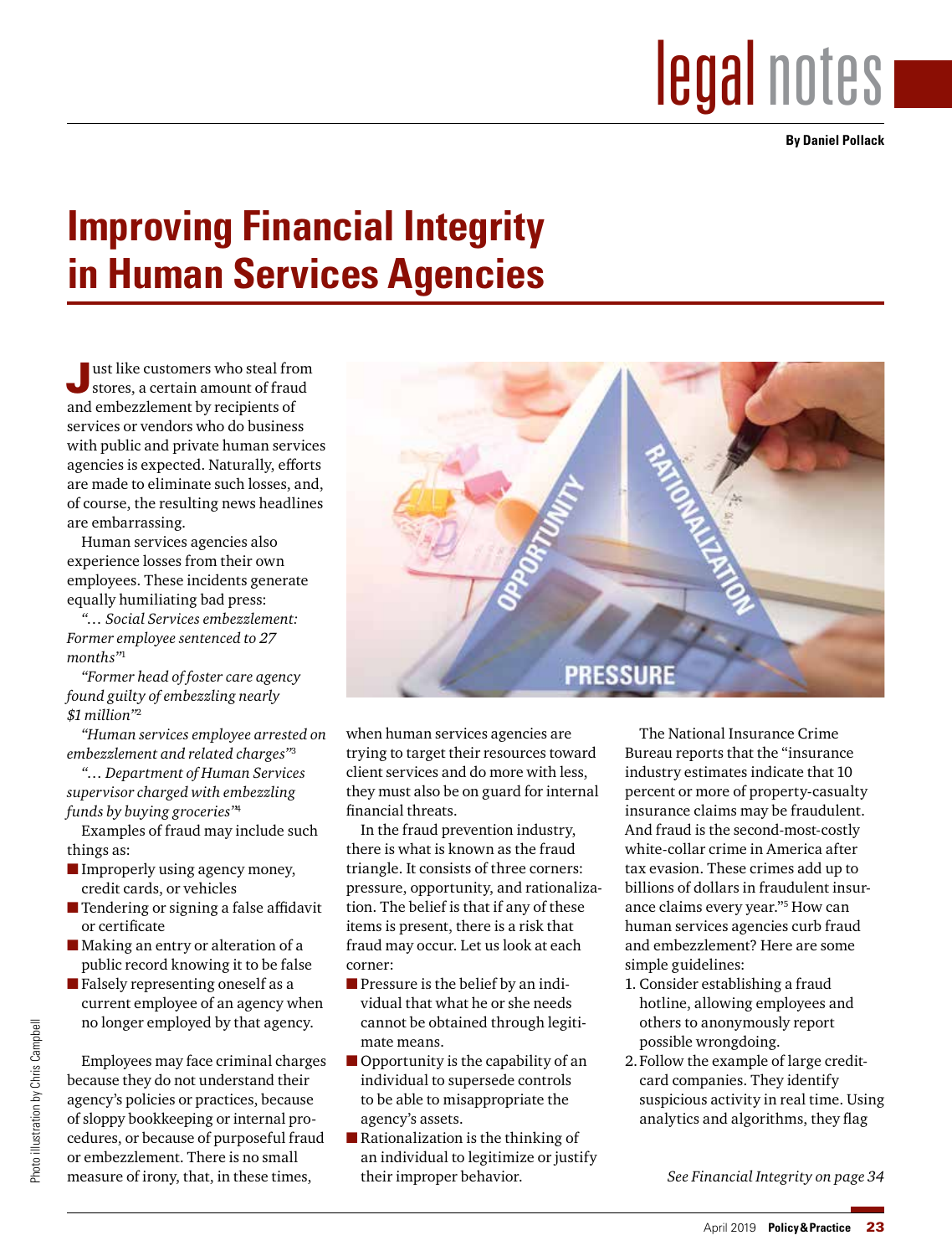# legal notes

**By Daniel Pollack**

# Improving Financial Integrity in Human Services Agencies

Just like customers who steal from stores, a certain amount of fraud and embezzlement by recipients of services or vendors who do business with public and private human services agencies is expected. Naturally, efforts are made to eliminate such losses, and, of course, the resulting news headlines are embarrassing.

Human services agencies also experience losses from their own employees. These incidents generate equally humiliating bad press:

*"… Social Services embezzlement: Former employee sentenced to 27 months"*[1]

*"Former head of foster care agency found guilty of embezzling nearly $1 million"*[2]

*"Human services employee arrested on embezzlement and related charges"*[3]

*"… Department of Human Services supervisor charged with embezzling funds by buying groceries"*[4]

Examples of fraud may include such things as:

- Improperly using agency money, credit cards, or vehicles
- Tendering or signing a false affidavit or certificate
- Making an entry or alteration of a public record knowing it to be false
- Falsely representing oneself as a current employee of an agency when no longer employed by that agency.

Employees may face criminal charges because they do not understand their agency's policies or practices, because of sloppy bookkeeping or internal procedures, or because of purposeful fraud or embezzlement. There is no small measure of irony, that, in these times, when human services agencies are trying to target their resources toward client services and do more with less, they must also be on guard for internal financial threats.

In the fraud prevention industry, there is what is known as the fraud triangle. It consists of three corners: pressure, opportunity, and rationalization. The belief is that if any of these items is present, there is a risk that fraud may occur. Let us look at each corner:

- Pressure is the belief by an individual that what he or she needs cannot be obtained through legitimate means.
- Opportunity is the capability of an individual to supersede controls to be able to misappropriate the agency's assets.
- Rationalization is the thinking of an individual to legitimize or justify their improper behavior.

The National Insurance Crime Bureau reports that the "insurance industry estimates indicate that 10 percent or more of property-casualty insurance claims may be fraudulent. And fraud is the second-most-costly white-collar crime in America after tax evasion. These crimes add up to billions of dollars in fraudulent insurance claims every year."[5] How can human services agencies curb fraud and embezzlement? Here are some simple guidelines:

1. Consider establishing a fraud hotline, allowing employees and others to anonymously report possible wrongdoing.
2. Follow the example of large credit-card companies. They identify suspicious activity in real time. Using analytics and algorithms, they flag

*See Financial Integrity on page 34*

Photo illustration by Chris Campbell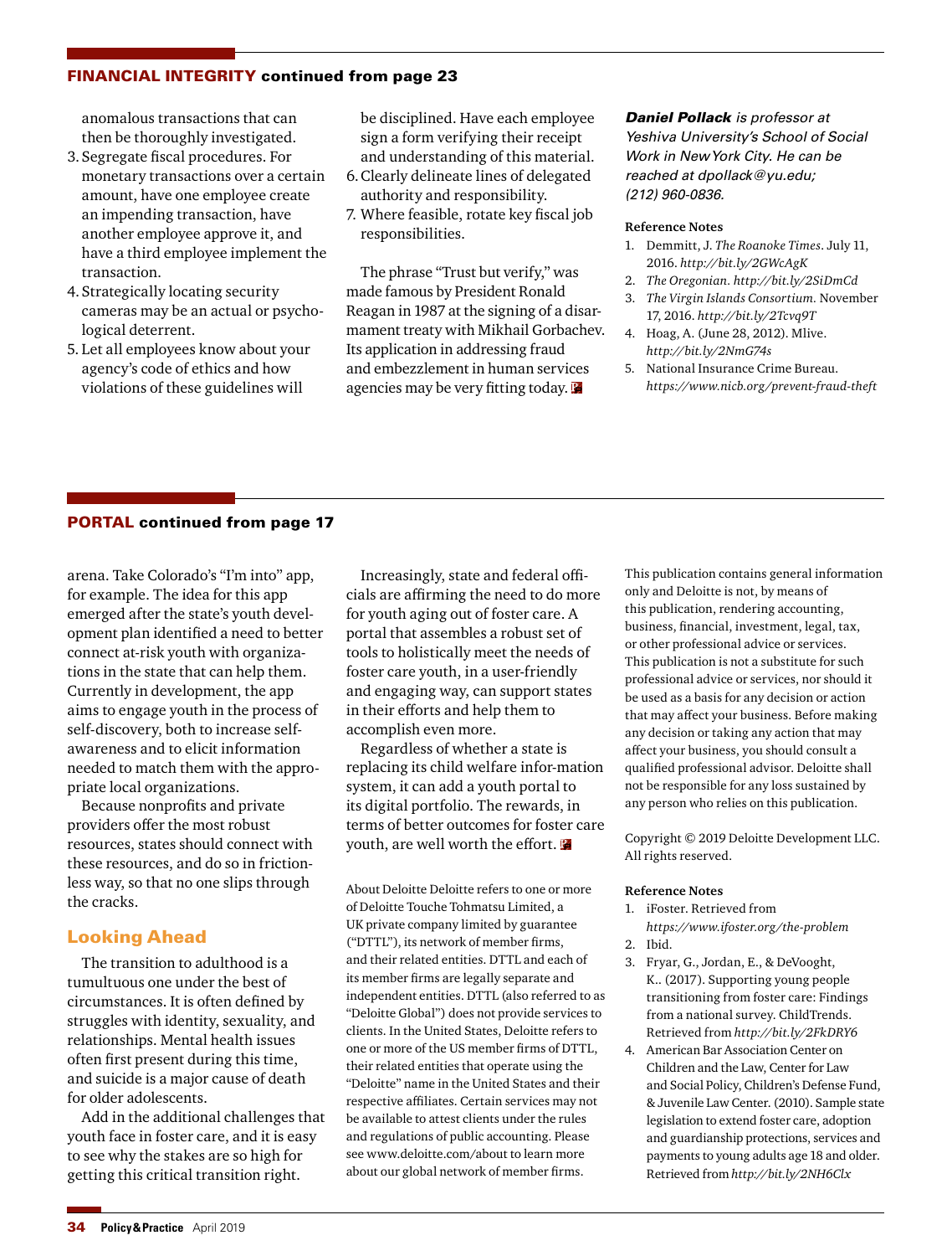## FINANCIAL INTEGRITY continued from page 23

anomalous transactions that can then be thoroughly investigated.

3. Segregate fiscal procedures. For monetary transactions over a certain amount, have one employee create an impending transaction, have another employee approve it, and have a third employee implement the transaction.
4. Strategically locating security cameras may be an actual or psychological deterrent.
5. Let all employees know about your agency's code of ethics and how violations of these guidelines will be disciplined. Have each employee sign a form verifying their receipt and understanding of this material.
6. Clearly delineate lines of delegated authority and responsibility.
7. Where feasible, rotate key fiscal job responsibilities.

The phrase "Trust but verify," was made famous by President Ronald Reagan in 1987 at the signing of a disarmament treaty with Mikhail Gorbachev. Its application in addressing fraud and embezzlement in human services agencies may be very fitting today.

***Daniel Pollack** is professor at Yeshiva University's School of Social Work in New York City. He can be reached at dpollack@yu.edu; (212) 960-0836.*

**Reference Notes**

1. Demmitt, J. *The Roanoke Times*. July 11, 2016. *http://bit.ly/2GWcAgK*
2. *The Oregonian. http://bit.ly/2SiDmCd*
3. *The Virgin Islands Consortium*. November 17, 2016. *http://bit.ly/2Tcvq9T*
4. Hoag, A. (June 28, 2012). Mlive. *http://bit.ly/2NmG74s*
5. National Insurance Crime Bureau. *https://www.nicb.org/prevent-fraud-theft*

## PORTAL continued from page 17

arena. Take Colorado's "I'm into" app, for example. The idea for this app emerged after the state's youth development plan identified a need to better connect at-risk youth with organizations in the state that can help them. Currently in development, the app aims to engage youth in the process of self-discovery, both to increase self-awareness and to elicit information needed to match them with the appropriate local organizations.

Because nonprofits and private providers offer the most robust resources, states should connect with these resources, and do so in frictionless way, so that no one slips through the cracks.

### Looking Ahead

The transition to adulthood is a tumultuous one under the best of circumstances. It is often defined by struggles with identity, sexuality, and relationships. Mental health issues often first present during this time, and suicide is a major cause of death for older adolescents.

Add in the additional challenges that youth face in foster care, and it is easy to see why the stakes are so high for getting this critical transition right.

Increasingly, state and federal officials are affirming the need to do more for youth aging out of foster care. A portal that assembles a robust set of tools to holistically meet the needs of foster care youth, in a user-friendly and engaging way, can support states in their efforts and help them to accomplish even more.

Regardless of whether a state is replacing its child welfare infor-mation system, it can add a youth portal to its digital portfolio. The rewards, in terms of better outcomes for foster care youth, are well worth the effort.

About Deloitte Deloitte refers to one or more of Deloitte Touche Tohmatsu Limited, a UK private company limited by guarantee ("DTTL"), its network of member firms, and their related entities. DTTL and each of its member firms are legally separate and independent entities. DTTL (also referred to as "Deloitte Global") does not provide services to clients. In the United States, Deloitte refers to one or more of the US member firms of DTTL, their related entities that operate using the "Deloitte" name in the United States and their respective affiliates. Certain services may not be available to attest clients under the rules and regulations of public accounting. Please see www.deloitte.com/about to learn more about our global network of member firms.

This publication contains general information only and Deloitte is not, by means of this publication, rendering accounting, business, financial, investment, legal, tax, or other professional advice or services. This publication is not a substitute for such professional advice or services, nor should it be used as a basis for any decision or action that may affect your business. Before making any decision or taking any action that may affect your business, you should consult a qualified professional advisor. Deloitte shall not be responsible for any loss sustained by any person who relies on this publication.

Copyright © 2019 Deloitte Development LLC. All rights reserved.

**Reference Notes**

1. iFoster. Retrieved from *https://www.ifoster.org/the-problem*
2. Ibid.
3. Fryar, G., Jordan, E., & DeVooght, K.. (2017). Supporting young people transitioning from foster care: Findings from a national survey. ChildTrends. Retrieved from *http://bit.ly/2FkDRY6*
4. American Bar Association Center on Children and the Law, Center for Law and Social Policy, Children's Defense Fund, & Juvenile Law Center. (2010). Sample state legislation to extend foster care, adoption and guardianship protections, services and payments to young adults age 18 and older. Retrieved from *http://bit.ly/2NH6Clx*